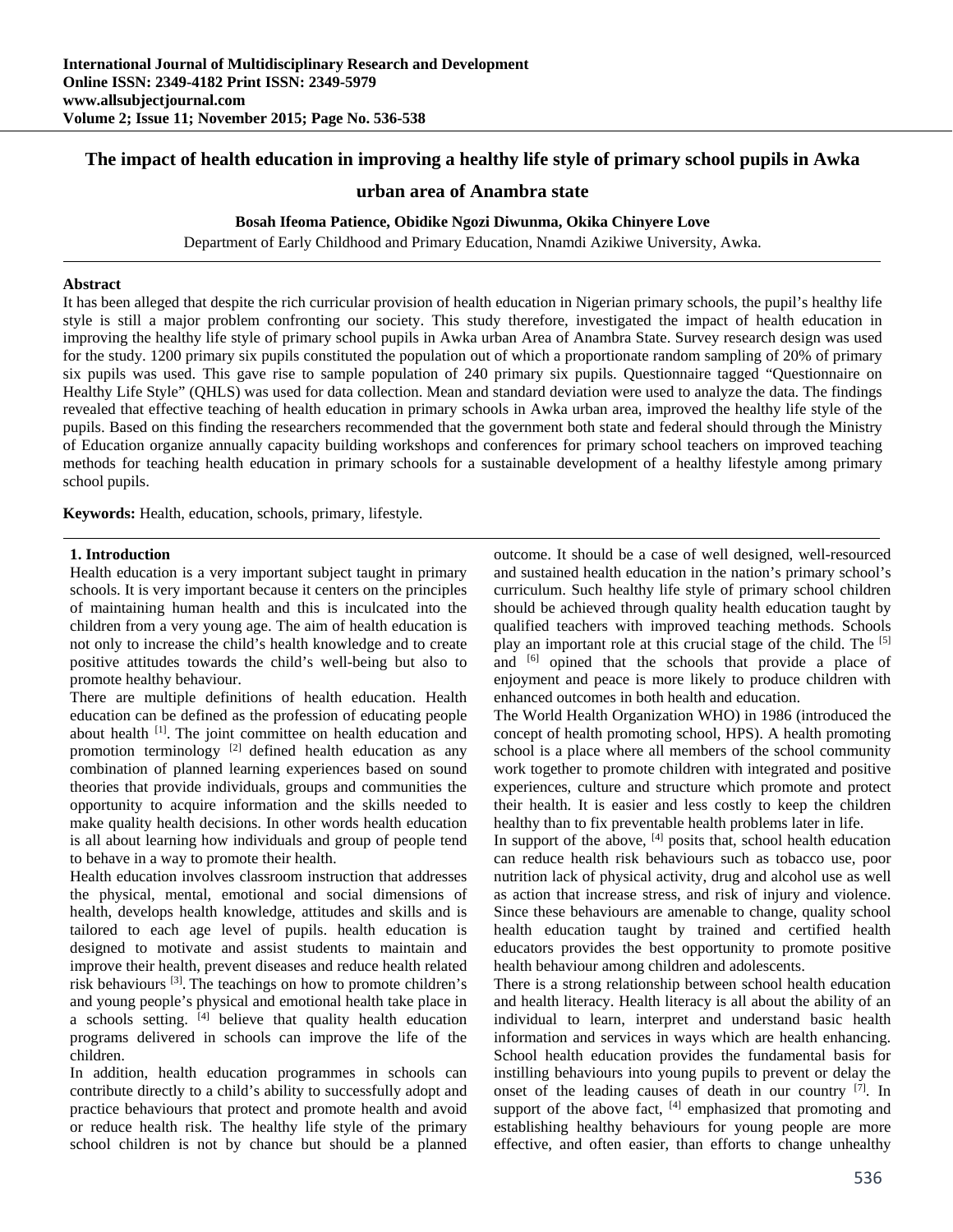# The impact of health education in improving a healthy life style of primary school pupils in Awka urban area of Anambra state

**Bosah Ifeoma Patience, Obidike Ngozi Diwunma, Okika Chinyere Love**

Department of Early Childhood and Primary Education, Nnamdi Azikiwe University, Awka.

---

**Abstract**

It has been alleged that despite the rich curricular provision of health education in Nigerian primary schools, the pupil's healthy life style is still a major problem confronting our society. This study therefore, investigated the impact of health education in improving the healthy life style of primary school pupils in Awka urban Area of Anambra State. Survey research design was used for the study. 1200 primary six pupils constituted the population out of which a proportionate random sampling of 20% of primary six pupils was used. This gave rise to sample population of 240 primary six pupils. Questionnaire tagged "Questionnaire on Healthy Life Style" (QHLS) was used for data collection. Mean and standard deviation were used to analyze the data. The findings revealed that effective teaching of health education in primary schools in Awka urban area, improved the healthy life style of the pupils. Based on this finding the researchers recommended that the government both state and federal should through the Ministry of Education organize annually capacity building workshops and conferences for primary school teachers on improved teaching methods for teaching health education in primary schools for a sustainable development of a healthy lifestyle among primary school pupils.

**Keywords:** Health, education, schools, primary, lifestyle.

---

## 1. Introduction

Health education is a very important subject taught in primary schools. It is very important because it centers on the principles of maintaining human health and this is inculcated into the children from a very young age. The aim of health education is not only to increase the child's health knowledge and to create positive attitudes towards the child's well-being but also to promote healthy behaviour.

There are multiple definitions of health education. Health education can be defined as the profession of educating people about health [1]. The joint committee on health education and promotion terminology [2] defined health education as any combination of planned learning experiences based on sound theories that provide individuals, groups and communities the opportunity to acquire information and the skills needed to make quality health decisions. In other words health education is all about learning how individuals and group of people tend to behave in a way to promote their health.

Health education involves classroom instruction that addresses the physical, mental, emotional and social dimensions of health, develops health knowledge, attitudes and skills and is tailored to each age level of pupils. health education is designed to motivate and assist students to maintain and improve their health, prevent diseases and reduce health related risk behaviours [3]. The teachings on how to promote children's and young people's physical and emotional health take place in a schools setting. [4] believe that quality health education programs delivered in schools can improve the life of the children.

In addition, health education programmes in schools can contribute directly to a child's ability to successfully adopt and practice behaviours that protect and promote health and avoid or reduce health risk. The healthy life style of the primary school children is not by chance but should be a planned outcome. It should be a case of well designed, well-resourced and sustained health education in the nation's primary school's curriculum. Such healthy life style of primary school children should be achieved through quality health education taught by qualified teachers with improved teaching methods. Schools play an important role at this crucial stage of the child. The [5] and [6] opined that the schools that provide a place of enjoyment and peace is more likely to produce children with enhanced outcomes in both health and education.

The World Health Organization WHO) in 1986 (introduced the concept of health promoting school, HPS). A health promoting school is a place where all members of the school community work together to promote children with integrated and positive experiences, culture and structure which promote and protect their health. It is easier and less costly to keep the children healthy than to fix preventable health problems later in life.

In support of the above, [4] posits that, school health education can reduce health risk behaviours such as tobacco use, poor nutrition lack of physical activity, drug and alcohol use as well as action that increase stress, and risk of injury and violence. Since these behaviours are amenable to change, quality school health education taught by trained and certified health educators provides the best opportunity to promote positive health behaviour among children and adolescents.

There is a strong relationship between school health education and health literacy. Health literacy is all about the ability of an individual to learn, interpret and understand basic health information and services in ways which are health enhancing. School health education provides the fundamental basis for instilling behaviours into young pupils to prevent or delay the onset of the leading causes of death in our country [7]. In support of the above fact, [4] emphasized that promoting and establishing healthy behaviours for young people are more effective, and often easier, than efforts to change unhealthy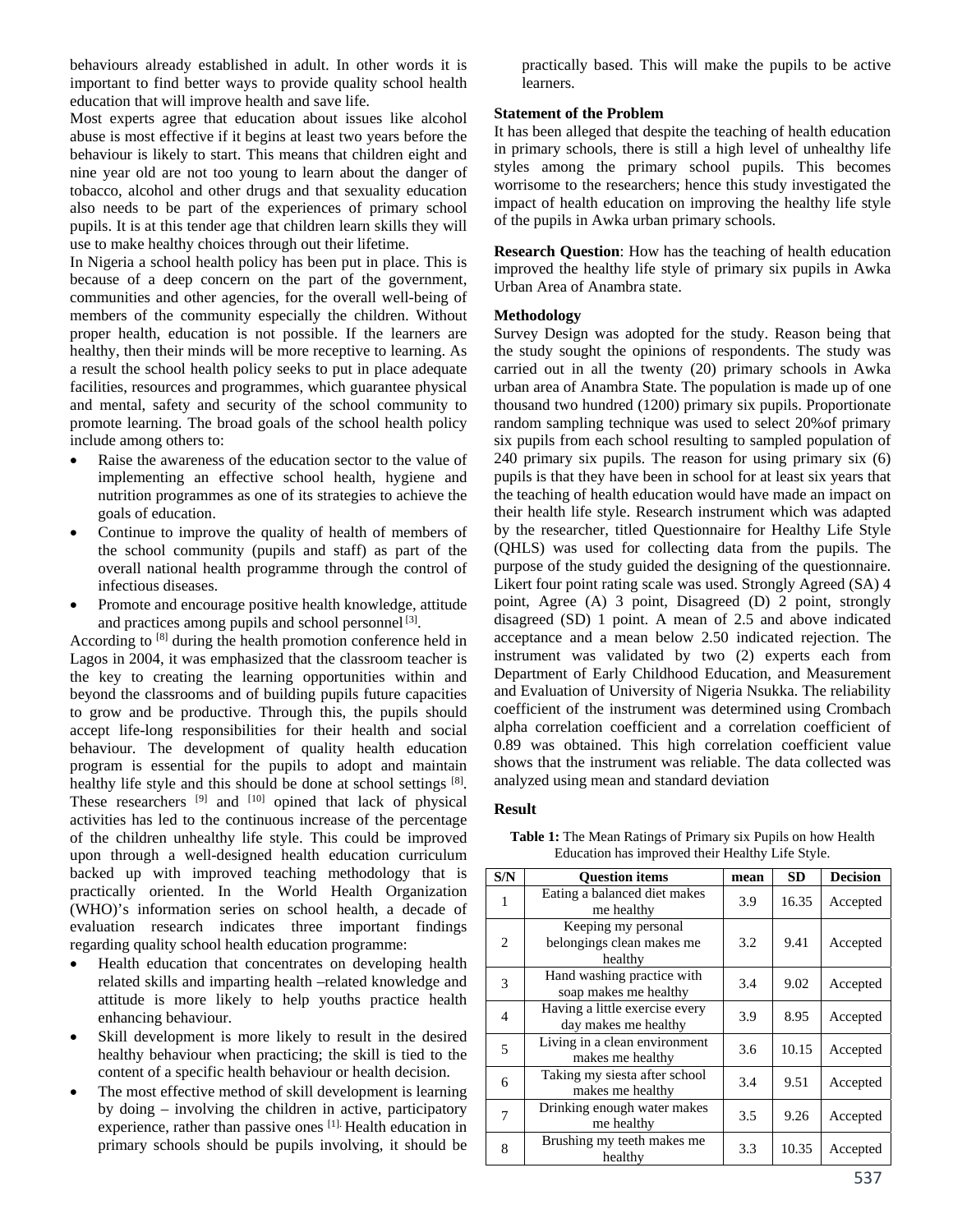behaviours already established in adult. In other words it is important to find better ways to provide quality school health education that will improve health and save life.

Most experts agree that education about issues like alcohol abuse is most effective if it begins at least two years before the behaviour is likely to start. This means that children eight and nine year old are not too young to learn about the danger of tobacco, alcohol and other drugs and that sexuality education also needs to be part of the experiences of primary school pupils. It is at this tender age that children learn skills they will use to make healthy choices through out their lifetime.

In Nigeria a school health policy has been put in place. This is because of a deep concern on the part of the government, communities and other agencies, for the overall well-being of members of the community especially the children. Without proper health, education is not possible. If the learners are healthy, then their minds will be more receptive to learning. As a result the school health policy seeks to put in place adequate facilities, resources and programmes, which guarantee physical and mental, safety and security of the school community to promote learning. The broad goals of the school health policy include among others to:

- Raise the awareness of the education sector to the value of implementing an effective school health, hygiene and nutrition programmes as one of its strategies to achieve the goals of education.
- Continue to improve the quality of health of members of the school community (pupils and staff) as part of the overall national health programme through the control of infectious diseases.
- Promote and encourage positive health knowledge, attitude and practices among pupils and school personnel [3].

According to [8] during the health promotion conference held in Lagos in 2004, it was emphasized that the classroom teacher is the key to creating the learning opportunities within and beyond the classrooms and of building pupils future capacities to grow and be productive. Through this, the pupils should accept life-long responsibilities for their health and social behaviour. The development of quality health education program is essential for the pupils to adopt and maintain healthy life style and this should be done at school settings [8]. These researchers [9] and [10] opined that lack of physical activities has led to the continuous increase of the percentage of the children unhealthy life style. This could be improved upon through a well-designed health education curriculum backed up with improved teaching methodology that is practically oriented. In the World Health Organization (WHO)'s information series on school health, a decade of evaluation research indicates three important findings regarding quality school health education programme:

- Health education that concentrates on developing health related skills and imparting health –related knowledge and attitude is more likely to help youths practice health enhancing behaviour.
- Skill development is more likely to result in the desired healthy behaviour when practicing; the skill is tied to the content of a specific health behaviour or health decision.
- The most effective method of skill development is learning by doing – involving the children in active, participatory experience, rather than passive ones [1]. Health education in primary schools should be pupils involving, it should be practically based. This will make the pupils to be active learners.

**Statement of the Problem**

It has been alleged that despite the teaching of health education in primary schools, there is still a high level of unhealthy life styles among the primary school pupils. This becomes worrisome to the researchers; hence this study investigated the impact of health education on improving the healthy life style of the pupils in Awka urban primary schools.

**Research Question**: How has the teaching of health education improved the healthy life style of primary six pupils in Awka Urban Area of Anambra state.

**Methodology**

Survey Design was adopted for the study. Reason being that the study sought the opinions of respondents. The study was carried out in all the twenty (20) primary schools in Awka urban area of Anambra State. The population is made up of one thousand two hundred (1200) primary six pupils. Proportionate random sampling technique was used to select 20%of primary six pupils from each school resulting to sampled population of 240 primary six pupils. The reason for using primary six (6) pupils is that they have been in school for at least six years that the teaching of health education would have made an impact on their health life style. Research instrument which was adapted by the researcher, titled Questionnaire for Healthy Life Style (QHLS) was used for collecting data from the pupils. The purpose of the study guided the designing of the questionnaire. Likert four point rating scale was used. Strongly Agreed (SA) 4 point, Agree (A) 3 point, Disagreed (D) 2 point, strongly disagreed (SD) 1 point. A mean of 2.5 and above indicated acceptance and a mean below 2.50 indicated rejection. The instrument was validated by two (2) experts each from Department of Early Childhood Education, and Measurement and Evaluation of University of Nigeria Nsukka. The reliability coefficient of the instrument was determined using Crombach alpha correlation coefficient and a correlation coefficient of 0.89 was obtained. This high correlation coefficient value shows that the instrument was reliable. The data collected was analyzed using mean and standard deviation

**Result**

**Table 1:** The Mean Ratings of Primary six Pupils on how Health Education has improved their Healthy Life Style.

| S/N | Question items | mean | SD | Decision |
|---|---|---|---|---|
| 1 | Eating a balanced diet makes me healthy | 3.9 | 16.35 | Accepted |
| 2 | Keeping my personal belongings clean makes me healthy | 3.2 | 9.41 | Accepted |
| 3 | Hand washing practice with soap makes me healthy | 3.4 | 9.02 | Accepted |
| 4 | Having a little exercise every day makes me healthy | 3.9 | 8.95 | Accepted |
| 5 | Living in a clean environment makes me healthy | 3.6 | 10.15 | Accepted |
| 6 | Taking my siesta after school makes me healthy | 3.4 | 9.51 | Accepted |
| 7 | Drinking enough water makes me healthy | 3.5 | 9.26 | Accepted |
| 8 | Brushing my teeth makes me healthy | 3.3 | 10.35 | Accepted |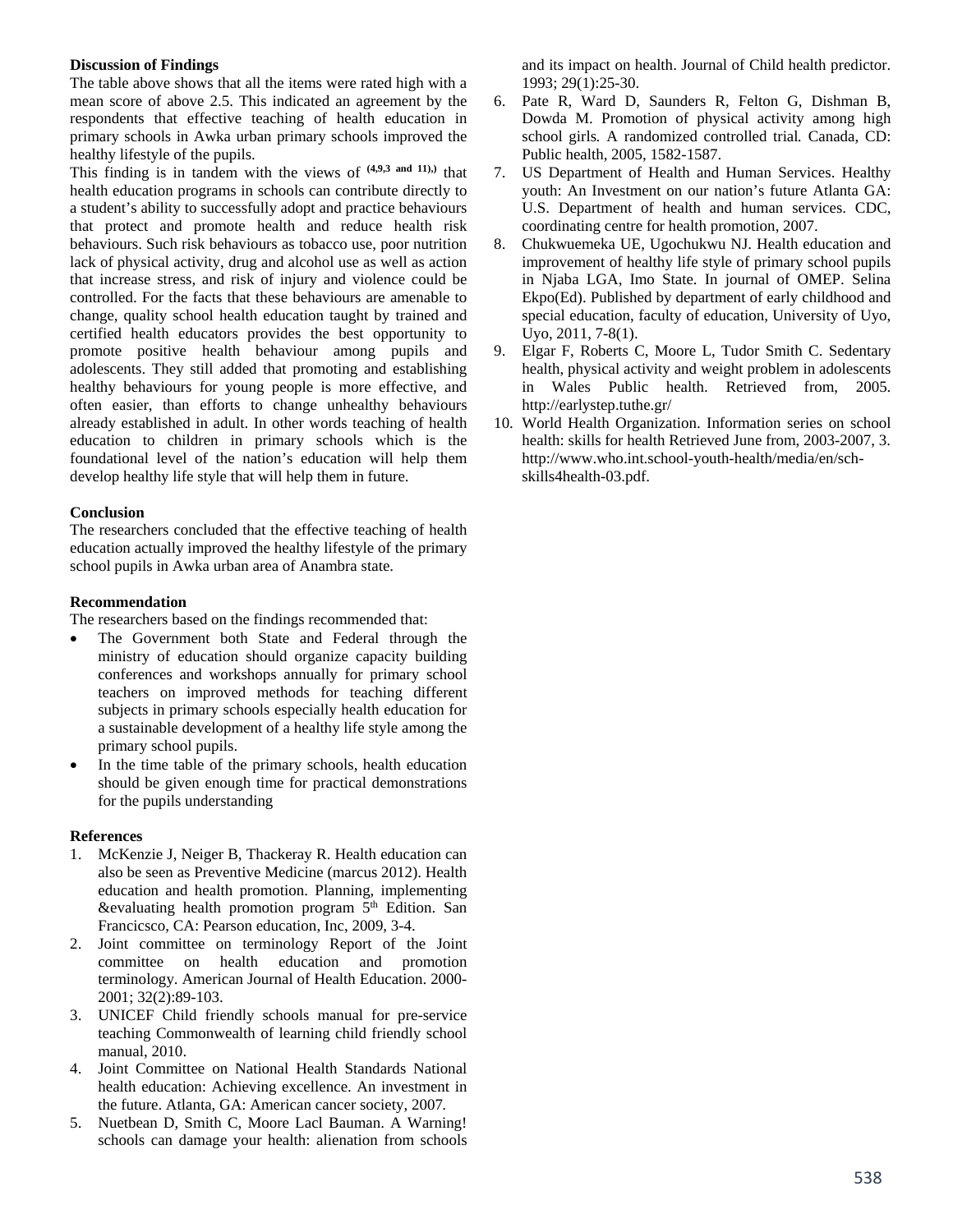**Discussion of Findings**

The table above shows that all the items were rated high with a mean score of above 2.5. This indicated an agreement by the respondents that effective teaching of health education in primary schools in Awka urban primary schools improved the healthy lifestyle of the pupils.

This finding is in tandem with the views of [(4,9,3 and 11),)] that health education programs in schools can contribute directly to a student's ability to successfully adopt and practice behaviours that protect and promote health and reduce health risk behaviours. Such risk behaviours as tobacco use, poor nutrition lack of physical activity, drug and alcohol use as well as action that increase stress, and risk of injury and violence could be controlled. For the facts that these behaviours are amenable to change, quality school health education taught by trained and certified health educators provides the best opportunity to promote positive health behaviour among pupils and adolescents. They still added that promoting and establishing healthy behaviours for young people is more effective, and often easier, than efforts to change unhealthy behaviours already established in adult. In other words teaching of health education to children in primary schools which is the foundational level of the nation's education will help them develop healthy life style that will help them in future.

**Conclusion**

The researchers concluded that the effective teaching of health education actually improved the healthy lifestyle of the primary school pupils in Awka urban area of Anambra state.

**Recommendation**

The researchers based on the findings recommended that:

- The Government both State and Federal through the ministry of education should organize capacity building conferences and workshops annually for primary school teachers on improved methods for teaching different subjects in primary schools especially health education for a sustainable development of a healthy life style among the primary school pupils.
- In the time table of the primary schools, health education should be given enough time for practical demonstrations for the pupils understanding

**References**

1. McKenzie J, Neiger B, Thackeray R. Health education can also be seen as Preventive Medicine (marcus 2012). Health education and health promotion. Planning, implementing &evaluating health promotion program 5th Edition. San Francicsco, CA: Pearson education, Inc, 2009, 3-4.
2. Joint committee on terminology Report of the Joint committee on health education and promotion terminology. American Journal of Health Education. 2000-2001; 32(2):89-103.
3. UNICEF Child friendly schools manual for pre-service teaching Commonwealth of learning child friendly school manual, 2010.
4. Joint Committee on National Health Standards National health education: Achieving excellence. An investment in the future. Atlanta, GA: American cancer society, 2007.
5. Nuetbean D, Smith C, Moore Lacl Bauman. A Warning! schools can damage your health: alienation from schools and its impact on health. Journal of Child health predictor. 1993; 29(1):25-30.
6. Pate R, Ward D, Saunders R, Felton G, Dishman B, Dowda M. Promotion of physical activity among high school girls. A randomized controlled trial. Canada, CD: Public health, 2005, 1582-1587.
7. US Department of Health and Human Services. Healthy youth: An Investment on our nation's future Atlanta GA: U.S. Department of health and human services. CDC, coordinating centre for health promotion, 2007.
8. Chukwuemeka UE, Ugochukwu NJ. Health education and improvement of healthy life style of primary school pupils in Njaba LGA, Imo State. In journal of OMEP. Selina Ekpo(Ed). Published by department of early childhood and special education, faculty of education, University of Uyo, Uyo, 2011, 7-8(1).
9. Elgar F, Roberts C, Moore L, Tudor Smith C. Sedentary health, physical activity and weight problem in adolescents in Wales Public health. Retrieved from, 2005. http://earlystep.tuthe.gr/
10. World Health Organization. Information series on school health: skills for health Retrieved June from, 2003-2007, 3. http://www.who.int.school-youth-health/media/en/sch-skills4health-03.pdf.